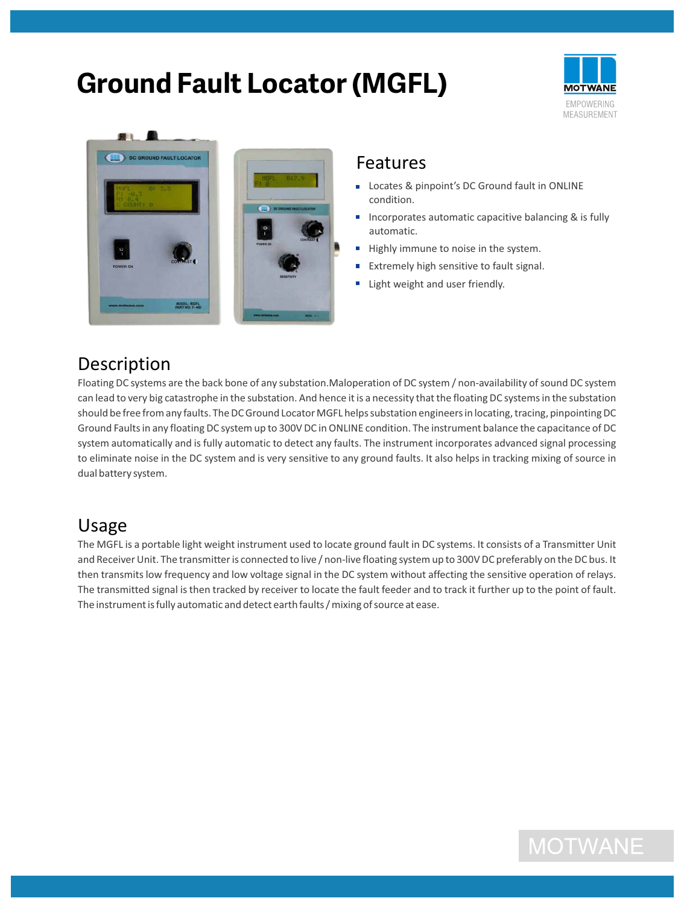# Ground Fault Locator (MGFL)

MOTWANE
EMPOWERING MEASUREMENT

## Features

- Locates & pinpoint's DC Ground fault in ONLINE condition.
- Incorporates automatic capacitive balancing & is fully automatic.
- Highly immune to noise in the system.
- Extremely high sensitive to fault signal.
- Light weight and user friendly.

## Description

Floating DC systems are the back bone of any substation.Maloperation of DC system / non-availability of sound DC system can lead to very big catastrophe in the substation. And hence it is a necessity that the floating DC systems in the substation should be free from any faults. The DC Ground Locator MGFL helps substation engineers in locating, tracing, pinpointing DC Ground Faults in any floating DC system up to 300V DC in ONLINE condition. The instrument balance the capacitance of DC system automatically and is fully automatic to detect any faults. The instrument incorporates advanced signal processing to eliminate noise in the DC system and is very sensitive to any ground faults. It also helps in tracking mixing of source in dual battery system.

## Usage

The MGFL is a portable light weight instrument used to locate ground fault in DC systems. It consists of a Transmitter Unit and Receiver Unit. The transmitter is connected to live / non-live floating system up to 300V DC preferably on the DC bus. It then transmits low frequency and low voltage signal in the DC system without affecting the sensitive operation of relays. The transmitted signal is then tracked by receiver to locate the fault feeder and to track it further up to the point of fault. The instrument is fully automatic and detect earth faults / mixing of source at ease.

MOTWANE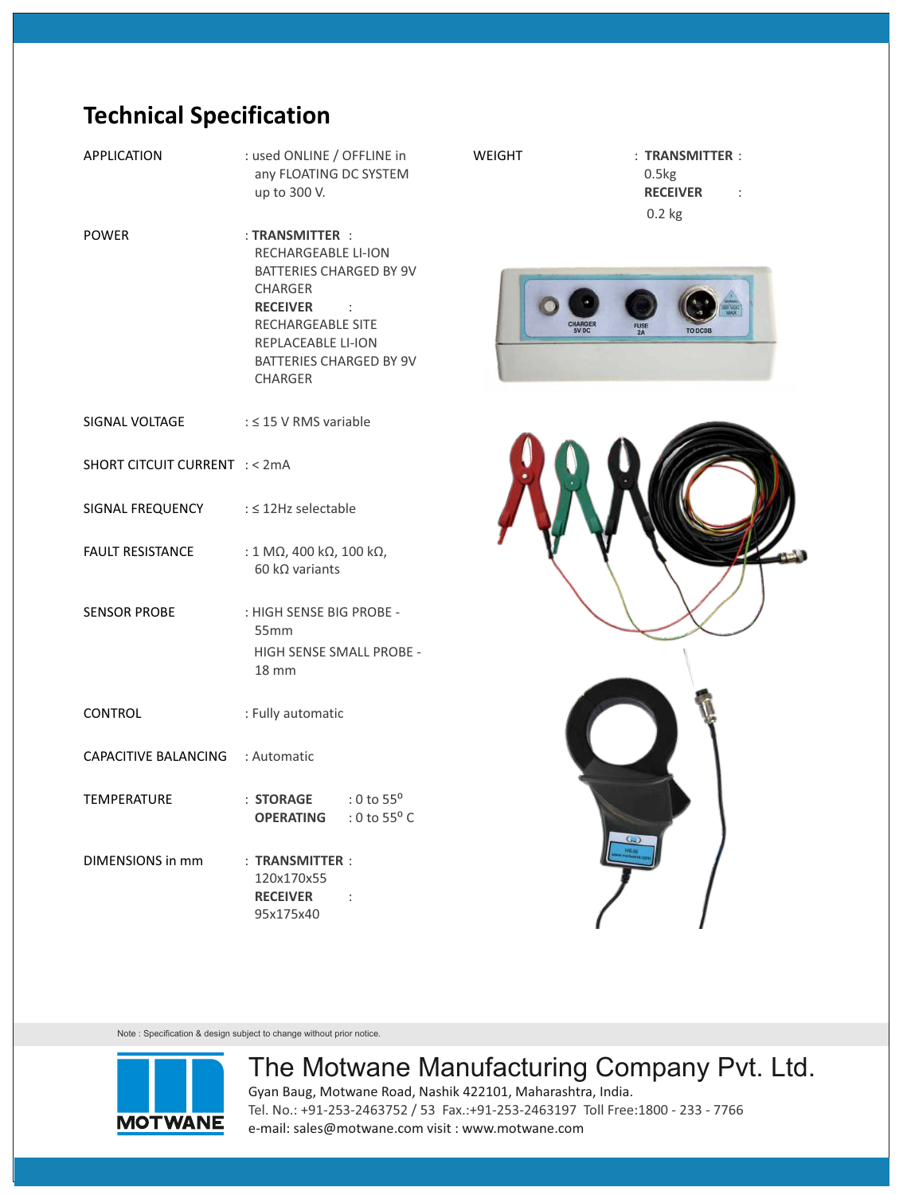## Technical Specification

| | |
|---|---|
| APPLICATION | : used ONLINE / OFFLINE in any FLOATING DC SYSTEM up to 300 V. |
| POWER | : **TRANSMITTER** : RECHARGEABLE LI-ION BATTERIES CHARGED BY 9V CHARGER<br>**RECEIVER** : RECHARGEABLE SITE REPLACEABLE LI-ION BATTERIES CHARGED BY 9V CHARGER |
| SIGNAL VOLTAGE | : ≤ 15 V RMS variable |
| SHORT CITCUIT CURRENT | : < 2mA |
| SIGNAL FREQUENCY | : ≤ 12Hz selectable |
| FAULT RESISTANCE | : 1 MΩ, 400 kΩ, 100 kΩ, 60 kΩ variants |
| SENSOR PROBE | : HIGH SENSE BIG PROBE - 55mm<br>HIGH SENSE SMALL PROBE - 18 mm |
| CONTROL | : Fully automatic |
| CAPACITIVE BALANCING | : Automatic |
| TEMPERATURE | : **STORAGE** : 0 to 55°<br>**OPERATING** : 0 to 55° C |
| DIMENSIONS in mm | : **TRANSMITTER** : 120x170x55<br>**RECEIVER** : 95x175x40 |
| WEIGHT | : **TRANSMITTER** : 0.5kg<br>**RECEIVER** : 0.2 kg |

Note : Specification & design subject to change without prior notice.

MOTWANE

The Motwane Manufacturing Company Pvt. Ltd.

Gyan Baug, Motwane Road, Nashik 422101, Maharashtra, India.

Tel. No.: +91-253-2463752 / 53 Fax.:+91-253-2463197 Toll Free:1800 - 233 - 7766

e-mail: sales@motwane.com visit : www.motwane.com